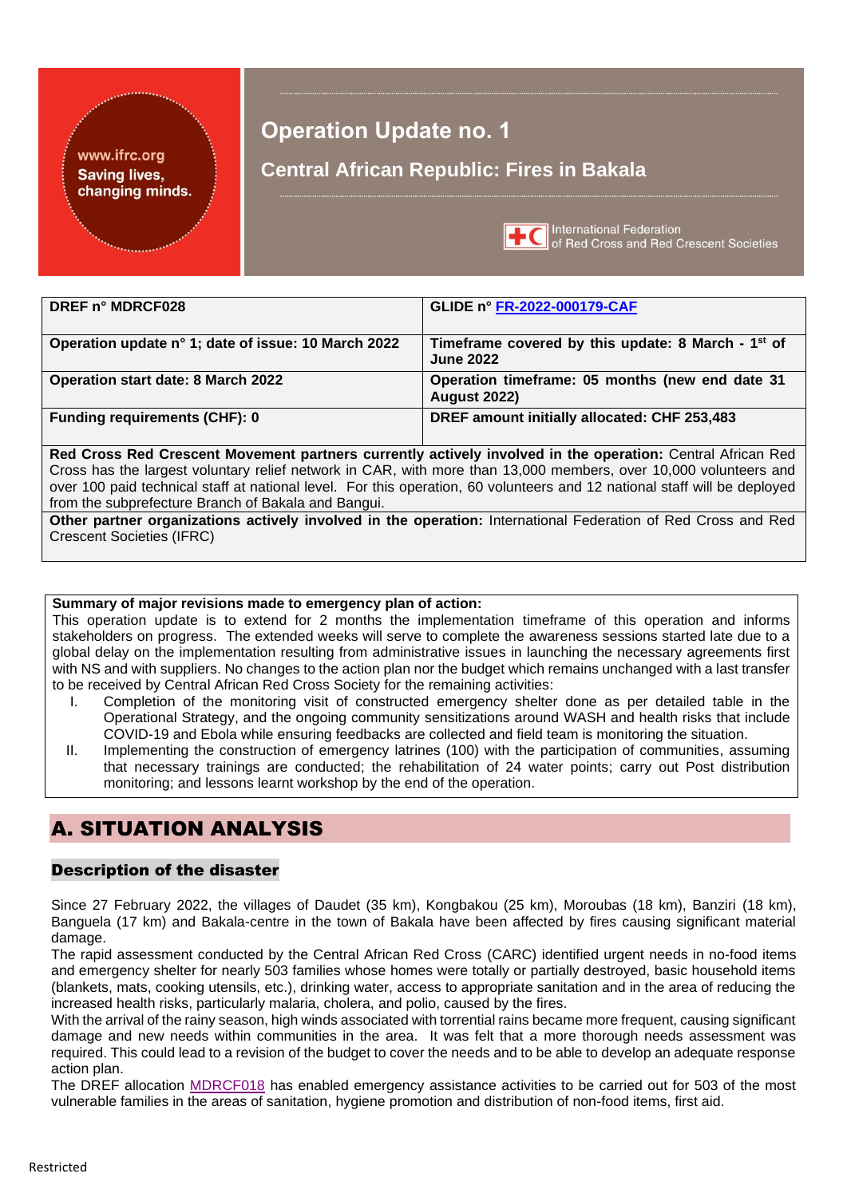# Operation Update no. 1

## Central African Republic: Fires in Bakala

| DREF n° MDRCF028 | GLIDE n° [FR-2022-000179-CAF](FR-2022-000179-CAF) |
|---|---|
| **Operation update n° 1; date of issue: 10 March 2022** | **Timeframe covered by this update: 8 March - 1st of June 2022** |
| **Operation start date: 8 March 2022** | **Operation timeframe: 05 months (new end date 31 August 2022)** |
| **Funding requirements (CHF): 0** | **DREF amount initially allocated: CHF 253,483** |

**Red Cross Red Crescent Movement partners currently actively involved in the operation:** Central African Red Cross has the largest voluntary relief network in CAR, with more than 13,000 members, over 10,000 volunteers and over 100 paid technical staff at national level. For this operation, 60 volunteers and 12 national staff will be deployed from the subprefecture Branch of Bakala and Bangui.

**Other partner organizations actively involved in the operation:** International Federation of Red Cross and Red Crescent Societies (IFRC)

**Summary of major revisions made to emergency plan of action:**
This operation update is to extend for 2 months the implementation timeframe of this operation and informs stakeholders on progress. The extended weeks will serve to complete the awareness sessions started late due to a global delay on the implementation resulting from administrative issues in launching the necessary agreements first with NS and with suppliers. No changes to the action plan nor the budget which remains unchanged with a last transfer to be received by Central African Red Cross Society for the remaining activities:

I. Completion of the monitoring visit of constructed emergency shelter done as per detailed table in the Operational Strategy, and the ongoing community sensitizations around WASH and health risks that include COVID-19 and Ebola while ensuring feedbacks are collected and field team is monitoring the situation.
II. Implementing the construction of emergency latrines (100) with the participation of communities, assuming that necessary trainings are conducted; the rehabilitation of 24 water points; carry out Post distribution monitoring; and lessons learnt workshop by the end of the operation.

# A. SITUATION ANALYSIS

## Description of the disaster

Since 27 February 2022, the villages of Daudet (35 km), Kongbakou (25 km), Moroubas (18 km), Banziri (18 km), Banguela (17 km) and Bakala-centre in the town of Bakala have been affected by fires causing significant material damage.

The rapid assessment conducted by the Central African Red Cross (CARC) identified urgent needs in no-food items and emergency shelter for nearly 503 families whose homes were totally or partially destroyed, basic household items (blankets, mats, cooking utensils, etc.), drinking water, access to appropriate sanitation and in the area of reducing the increased health risks, particularly malaria, cholera, and polio, caused by the fires.

With the arrival of the rainy season, high winds associated with torrential rains became more frequent, causing significant damage and new needs within communities in the area. It was felt that a more thorough needs assessment was required. This could lead to a revision of the budget to cover the needs and to be able to develop an adequate response action plan.

The DREF allocation [MDRCF018](MDRCF018) has enabled emergency assistance activities to be carried out for 503 of the most vulnerable families in the areas of sanitation, hygiene promotion and distribution of non-food items, first aid.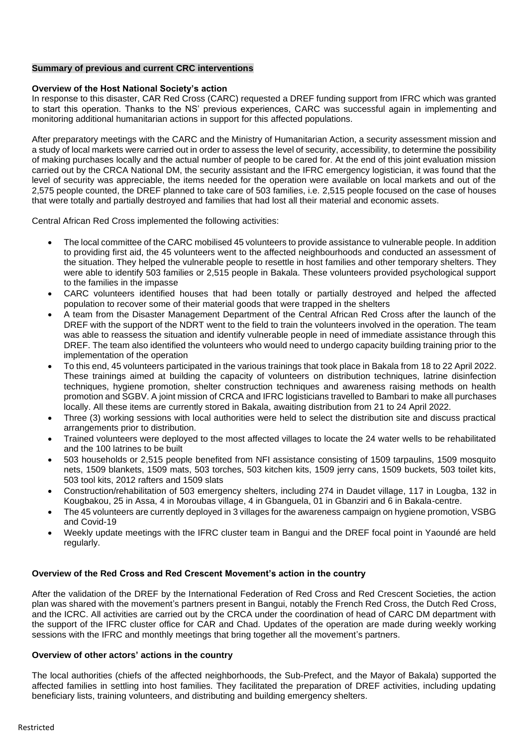**Summary of previous and current CRC interventions**

**Overview of the Host National Society's action**

In response to this disaster, CAR Red Cross (CARC) requested a DREF funding support from IFRC which was granted to start this operation. Thanks to the NS' previous experiences, CARC was successful again in implementing and monitoring additional humanitarian actions in support for this affected populations.

After preparatory meetings with the CARC and the Ministry of Humanitarian Action, a security assessment mission and a study of local markets were carried out in order to assess the level of security, accessibility, to determine the possibility of making purchases locally and the actual number of people to be cared for. At the end of this joint evaluation mission carried out by the CRCA National DM, the security assistant and the IFRC emergency logistician, it was found that the level of security was appreciable, the items needed for the operation were available on local markets and out of the 2,575 people counted, the DREF planned to take care of 503 families, i.e. 2,515 people focused on the case of houses that were totally and partially destroyed and families that had lost all their material and economic assets.

Central African Red Cross implemented the following activities:

- The local committee of the CARC mobilised 45 volunteers to provide assistance to vulnerable people. In addition to providing first aid, the 45 volunteers went to the affected neighbourhoods and conducted an assessment of the situation. They helped the vulnerable people to resettle in host families and other temporary shelters. They were able to identify 503 families or 2,515 people in Bakala. These volunteers provided psychological support to the families in the impasse
- CARC volunteers identified houses that had been totally or partially destroyed and helped the affected population to recover some of their material goods that were trapped in the shelters
- A team from the Disaster Management Department of the Central African Red Cross after the launch of the DREF with the support of the NDRT went to the field to train the volunteers involved in the operation. The team was able to reassess the situation and identify vulnerable people in need of immediate assistance through this DREF. The team also identified the volunteers who would need to undergo capacity building training prior to the implementation of the operation
- To this end, 45 volunteers participated in the various trainings that took place in Bakala from 18 to 22 April 2022. These trainings aimed at building the capacity of volunteers on distribution techniques, latrine disinfection techniques, hygiene promotion, shelter construction techniques and awareness raising methods on health promotion and SGBV. A joint mission of CRCA and IFRC logisticians travelled to Bambari to make all purchases locally. All these items are currently stored in Bakala, awaiting distribution from 21 to 24 April 2022.
- Three (3) working sessions with local authorities were held to select the distribution site and discuss practical arrangements prior to distribution.
- Trained volunteers were deployed to the most affected villages to locate the 24 water wells to be rehabilitated and the 100 latrines to be built
- 503 households or 2,515 people benefited from NFI assistance consisting of 1509 tarpaulins, 1509 mosquito nets, 1509 blankets, 1509 mats, 503 torches, 503 kitchen kits, 1509 jerry cans, 1509 buckets, 503 toilet kits, 503 tool kits, 2012 rafters and 1509 slats
- Construction/rehabilitation of 503 emergency shelters, including 274 in Daudet village, 117 in Lougba, 132 in Kougbakou, 25 in Assa, 4 in Moroubas village, 4 in Gbanguela, 01 in Gbanziri and 6 in Bakala-centre.
- The 45 volunteers are currently deployed in 3 villages for the awareness campaign on hygiene promotion, VSBG and Covid-19
- Weekly update meetings with the IFRC cluster team in Bangui and the DREF focal point in Yaoundé are held regularly.

**Overview of the Red Cross and Red Crescent Movement's action in the country**

After the validation of the DREF by the International Federation of Red Cross and Red Crescent Societies, the action plan was shared with the movement's partners present in Bangui, notably the French Red Cross, the Dutch Red Cross, and the ICRC. All activities are carried out by the CRCA under the coordination of head of CARC DM department with the support of the IFRC cluster office for CAR and Chad. Updates of the operation are made during weekly working sessions with the IFRC and monthly meetings that bring together all the movement's partners.

**Overview of other actors' actions in the country**

The local authorities (chiefs of the affected neighborhoods, the Sub-Prefect, and the Mayor of Bakala) supported the affected families in settling into host families. They facilitated the preparation of DREF activities, including updating beneficiary lists, training volunteers, and distributing and building emergency shelters.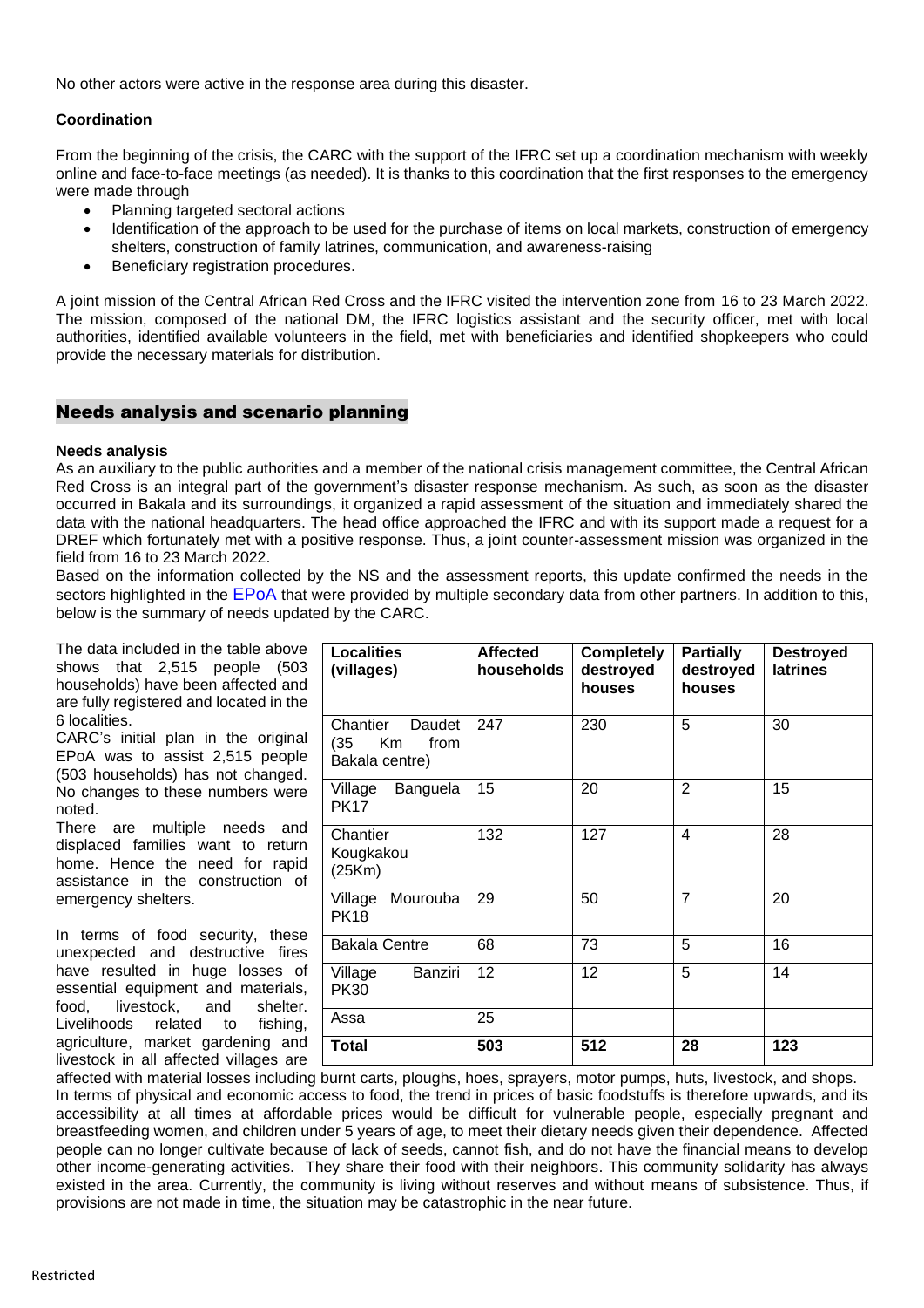No other actors were active in the response area during this disaster.

**Coordination**

From the beginning of the crisis, the CARC with the support of the IFRC set up a coordination mechanism with weekly online and face-to-face meetings (as needed). It is thanks to this coordination that the first responses to the emergency were made through

- Planning targeted sectoral actions
- Identification of the approach to be used for the purchase of items on local markets, construction of emergency shelters, construction of family latrines, communication, and awareness-raising
- Beneficiary registration procedures.

A joint mission of the Central African Red Cross and the IFRC visited the intervention zone from 16 to 23 March 2022. The mission, composed of the national DM, the IFRC logistics assistant and the security officer, met with local authorities, identified available volunteers in the field, met with beneficiaries and identified shopkeepers who could provide the necessary materials for distribution.

## Needs analysis and scenario planning

**Needs analysis**

As an auxiliary to the public authorities and a member of the national crisis management committee, the Central African Red Cross is an integral part of the government's disaster response mechanism. As such, as soon as the disaster occurred in Bakala and its surroundings, it organized a rapid assessment of the situation and immediately shared the data with the national headquarters. The head office approached the IFRC and with its support made a request for a DREF which fortunately met with a positive response. Thus, a joint counter-assessment mission was organized in the field from 16 to 23 March 2022.

Based on the information collected by the NS and the assessment reports, this update confirmed the needs in the sectors highlighted in the EPoA that were provided by multiple secondary data from other partners. In addition to this, below is the summary of needs updated by the CARC.

| Localities (villages) | Affected households | Completely destroyed houses | Partially destroyed houses | Destroyed latrines |
|---|---|---|---|---|
| Chantier Daudet (35 Km from Bakala centre) | 247 | 230 | 5 | 30 |
| Village Banguela PK17 | 15 | 20 | 2 | 15 |
| Chantier Kougkakou (25Km) | 132 | 127 | 4 | 28 |
| Village Mourouba PK18 | 29 | 50 | 7 | 20 |
| Bakala Centre | 68 | 73 | 5 | 16 |
| Village Banziri PK30 | 12 | 12 | 5 | 14 |
| Assa | 25 | | | |
| **Total** | **503** | **512** | **28** | **123** |

The data included in the table above shows that 2,515 people (503 households) have been affected and are fully registered and located in the 6 localities.

CARC's initial plan in the original EPoA was to assist 2,515 people (503 households) has not changed. No changes to these numbers were noted.

There are multiple needs and displaced families want to return home. Hence the need for rapid assistance in the construction of emergency shelters.

In terms of food security, these unexpected and destructive fires have resulted in huge losses of essential equipment and materials, food, livestock, and shelter. Livelihoods related to fishing, agriculture, market gardening and livestock in all affected villages are affected with material losses including burnt carts, ploughs, hoes, sprayers, motor pumps, huts, livestock, and shops. In terms of physical and economic access to food, the trend in prices of basic foodstuffs is therefore upwards, and its accessibility at all times at affordable prices would be difficult for vulnerable people, especially pregnant and breastfeeding women, and children under 5 years of age, to meet their dietary needs given their dependence. Affected people can no longer cultivate because of lack of seeds, cannot fish, and do not have the financial means to develop other income-generating activities. They share their food with their neighbors. This community solidarity has always existed in the area. Currently, the community is living without reserves and without means of subsistence. Thus, if provisions are not made in time, the situation may be catastrophic in the near future.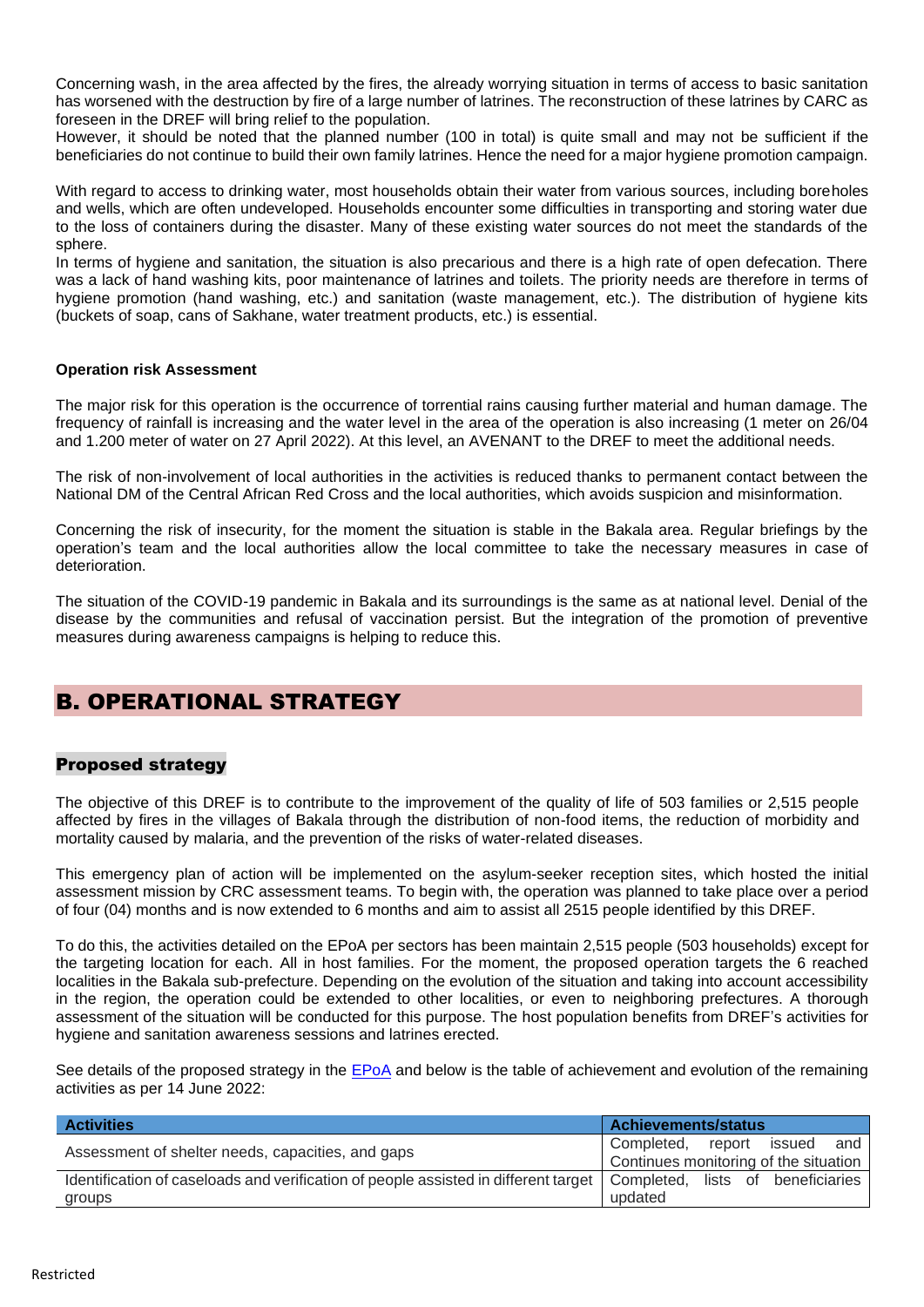Concerning wash, in the area affected by the fires, the already worrying situation in terms of access to basic sanitation has worsened with the destruction by fire of a large number of latrines. The reconstruction of these latrines by CARC as foreseen in the DREF will bring relief to the population.
However, it should be noted that the planned number (100 in total) is quite small and may not be sufficient if the beneficiaries do not continue to build their own family latrines. Hence the need for a major hygiene promotion campaign.

With regard to access to drinking water, most households obtain their water from various sources, including boreholes and wells, which are often undeveloped. Households encounter some difficulties in transporting and storing water due to the loss of containers during the disaster. Many of these existing water sources do not meet the standards of the sphere.
In terms of hygiene and sanitation, the situation is also precarious and there is a high rate of open defecation. There was a lack of hand washing kits, poor maintenance of latrines and toilets. The priority needs are therefore in terms of hygiene promotion (hand washing, etc.) and sanitation (waste management, etc.). The distribution of hygiene kits (buckets of soap, cans of Sakhane, water treatment products, etc.) is essential.

**Operation risk Assessment**

The major risk for this operation is the occurrence of torrential rains causing further material and human damage. The frequency of rainfall is increasing and the water level in the area of the operation is also increasing (1 meter on 26/04 and 1.200 meter of water on 27 April 2022). At this level, an AVENANT to the DREF to meet the additional needs.

The risk of non-involvement of local authorities in the activities is reduced thanks to permanent contact between the National DM of the Central African Red Cross and the local authorities, which avoids suspicion and misinformation.

Concerning the risk of insecurity, for the moment the situation is stable in the Bakala area. Regular briefings by the operation's team and the local authorities allow the local committee to take the necessary measures in case of deterioration.

The situation of the COVID-19 pandemic in Bakala and its surroundings is the same as at national level. Denial of the disease by the communities and refusal of vaccination persist. But the integration of the promotion of preventive measures during awareness campaigns is helping to reduce this.

# B. OPERATIONAL STRATEGY

## Proposed strategy

The objective of this DREF is to contribute to the improvement of the quality of life of 503 families or 2,515 people affected by fires in the villages of Bakala through the distribution of non-food items, the reduction of morbidity and mortality caused by malaria, and the prevention of the risks of water-related diseases.

This emergency plan of action will be implemented on the asylum-seeker reception sites, which hosted the initial assessment mission by CRC assessment teams. To begin with, the operation was planned to take place over a period of four (04) months and is now extended to 6 months and aim to assist all 2515 people identified by this DREF.

To do this, the activities detailed on the EPoA per sectors has been maintain 2,515 people (503 households) except for the targeting location for each. All in host families. For the moment, the proposed operation targets the 6 reached localities in the Bakala sub-prefecture. Depending on the evolution of the situation and taking into account accessibility in the region, the operation could be extended to other localities, or even to neighboring prefectures. A thorough assessment of the situation will be conducted for this purpose. The host population benefits from DREF's activities for hygiene and sanitation awareness sessions and latrines erected.

See details of the proposed strategy in the EPoA and below is the table of achievement and evolution of the remaining activities as per 14 June 2022:

| Activities | Achievements/status |
|---|---|
| Assessment of shelter needs, capacities, and gaps | Completed, report issued and Continues monitoring of the situation |
| Identification of caseloads and verification of people assisted in different target groups | Completed, lists of beneficiaries updated |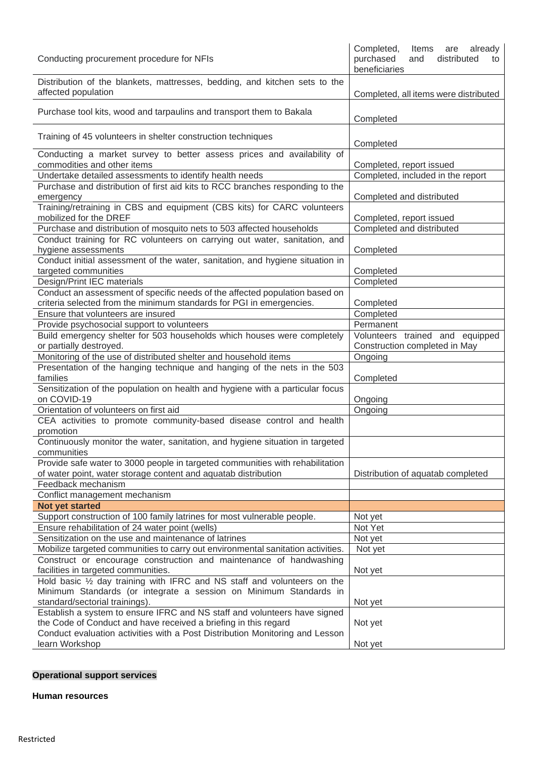| | |
|---|---|
| Conducting procurement procedure for NFIs | Completed, Items are already purchased and distributed to beneficiaries |
| Distribution of the blankets, mattresses, bedding, and kitchen sets to the affected population | Completed, all items were distributed |
| Purchase tool kits, wood and tarpaulins and transport them to Bakala | Completed |
| Training of 45 volunteers in shelter construction techniques | Completed |
| Conducting a market survey to better assess prices and availability of commodities and other items | Completed, report issued |
| Undertake detailed assessments to identify health needs | Completed, included in the report |
| Purchase and distribution of first aid kits to RCC branches responding to the emergency | Completed and distributed |
| Training/retraining in CBS and equipment (CBS kits) for CARC volunteers mobilized for the DREF | Completed, report issued |
| Purchase and distribution of mosquito nets to 503 affected households | Completed and distributed |
| Conduct training for RC volunteers on carrying out water, sanitation, and hygiene assessments | Completed |
| Conduct initial assessment of the water, sanitation, and hygiene situation in targeted communities | Completed |
| Design/Print IEC materials | Completed |
| Conduct an assessment of specific needs of the affected population based on criteria selected from the minimum standards for PGI in emergencies. | Completed |
| Ensure that volunteers are insured | Completed |
| Provide psychosocial support to volunteers | Permanent |
| Build emergency shelter for 503 households which houses were completely or partially destroyed. | Volunteers trained and equipped Construction completed in May |
| Monitoring of the use of distributed shelter and household items | Ongoing |
| Presentation of the hanging technique and hanging of the nets in the 503 families | Completed |
| Sensitization of the population on health and hygiene with a particular focus on COVID-19 | Ongoing |
| Orientation of volunteers on first aid | Ongoing |
| CEA activities to promote community-based disease control and health promotion | |
| Continuously monitor the water, sanitation, and hygiene situation in targeted communities | |
| Provide safe water to 3000 people in targeted communities with rehabilitation of water point, water storage content and aquatab distribution | Distribution of aquatab completed |
| Feedback mechanism | |
| Conflict management mechanism | |
| **Not yet started** | |
| Support construction of 100 family latrines for most vulnerable people. | Not yet |
| Ensure rehabilitation of 24 water point (wells) | Not Yet |
| Sensitization on the use and maintenance of latrines | Not yet |
| Mobilize targeted communities to carry out environmental sanitation activities. | Not yet |
| Construct or encourage construction and maintenance of handwashing facilities in targeted communities. | Not yet |
| Hold basic ½ day training with IFRC and NS staff and volunteers on the Minimum Standards (or integrate a session on Minimum Standards in standard/sectorial trainings). | Not yet |
| Establish a system to ensure IFRC and NS staff and volunteers have signed the Code of Conduct and have received a briefing in this regard | Not yet |
| Conduct evaluation activities with a Post Distribution Monitoring and Lesson learn Workshop | Not yet |

**Operational support services**

**Human resources**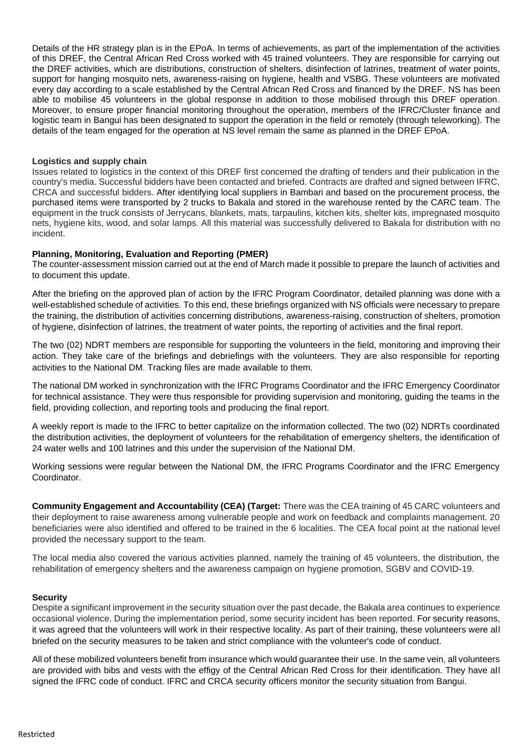Details of the HR strategy plan is in the EPoA. In terms of achievements, as part of the implementation of the activities of this DREF, the Central African Red Cross worked with 45 trained volunteers. They are responsible for carrying out the DREF activities, which are distributions, construction of shelters, disinfection of latrines, treatment of water points, support for hanging mosquito nets, awareness-raising on hygiene, health and VSBG. These volunteers are motivated every day according to a scale established by the Central African Red Cross and financed by the DREF. NS has been able to mobilise 45 volunteers in the global response in addition to those mobilised through this DREF operation. Moreover, to ensure proper financial monitoring throughout the operation, members of the IFRC/Cluster finance and logistic team in Bangui has been designated to support the operation in the field or remotely (through teleworking). The details of the team engaged for the operation at NS level remain the same as planned in the DREF EPoA.

**Logistics and supply chain**

Issues related to logistics in the context of this DREF first concerned the drafting of tenders and their publication in the country's media. Successful bidders have been contacted and briefed. Contracts are drafted and signed between IFRC, CRCA and successful bidders. After identifying local suppliers in Bambari and based on the procurement process, the purchased items were transported by 2 trucks to Bakala and stored in the warehouse rented by the CARC team. The equipment in the truck consists of Jerrycans, blankets, mats, tarpaulins, kitchen kits, shelter kits, impregnated mosquito nets, hygiene kits, wood, and solar lamps. All this material was successfully delivered to Bakala for distribution with no incident.

**Planning, Monitoring, Evaluation and Reporting (PMER)**

The counter-assessment mission carried out at the end of March made it possible to prepare the launch of activities and to document this update.

After the briefing on the approved plan of action by the IFRC Program Coordinator, detailed planning was done with a well-established schedule of activities. To this end, these briefings organized with NS officials were necessary to prepare the training, the distribution of activities concerning distributions, awareness-raising, construction of shelters, promotion of hygiene, disinfection of latrines, the treatment of water points, the reporting of activities and the final report.

The two (02) NDRT members are responsible for supporting the volunteers in the field, monitoring and improving their action. They take care of the briefings and debriefings with the volunteers. They are also responsible for reporting activities to the National DM. Tracking files are made available to them.

The national DM worked in synchronization with the IFRC Programs Coordinator and the IFRC Emergency Coordinator for technical assistance. They were thus responsible for providing supervision and monitoring, guiding the teams in the field, providing collection, and reporting tools and producing the final report.

A weekly report is made to the IFRC to better capitalize on the information collected. The two (02) NDRTs coordinated the distribution activities, the deployment of volunteers for the rehabilitation of emergency shelters, the identification of 24 water wells and 100 latrines and this under the supervision of the National DM.

Working sessions were regular between the National DM, the IFRC Programs Coordinator and the IFRC Emergency Coordinator.

**Community Engagement and Accountability (CEA) (Target:** There was the CEA training of 45 CARC volunteers and their deployment to raise awareness among vulnerable people and work on feedback and complaints management. 20 beneficiaries were also identified and offered to be trained in the 6 localities. The CEA focal point at the national level provided the necessary support to the team.

The local media also covered the various activities planned, namely the training of 45 volunteers, the distribution, the rehabilitation of emergency shelters and the awareness campaign on hygiene promotion, SGBV and COVID-19.

**Security**

Despite a significant improvement in the security situation over the past decade, the Bakala area continues to experience occasional violence. During the implementation period, some security incident has been reported. For security reasons, it was agreed that the volunteers will work in their respective locality. As part of their training, these volunteers were all briefed on the security measures to be taken and strict compliance with the volunteer's code of conduct.

All of these mobilized volunteers benefit from insurance which would guarantee their use. In the same vein, all volunteers are provided with bibs and vests with the effigy of the Central African Red Cross for their identification. They have all signed the IFRC code of conduct. IFRC and CRCA security officers monitor the security situation from Bangui.

Restricted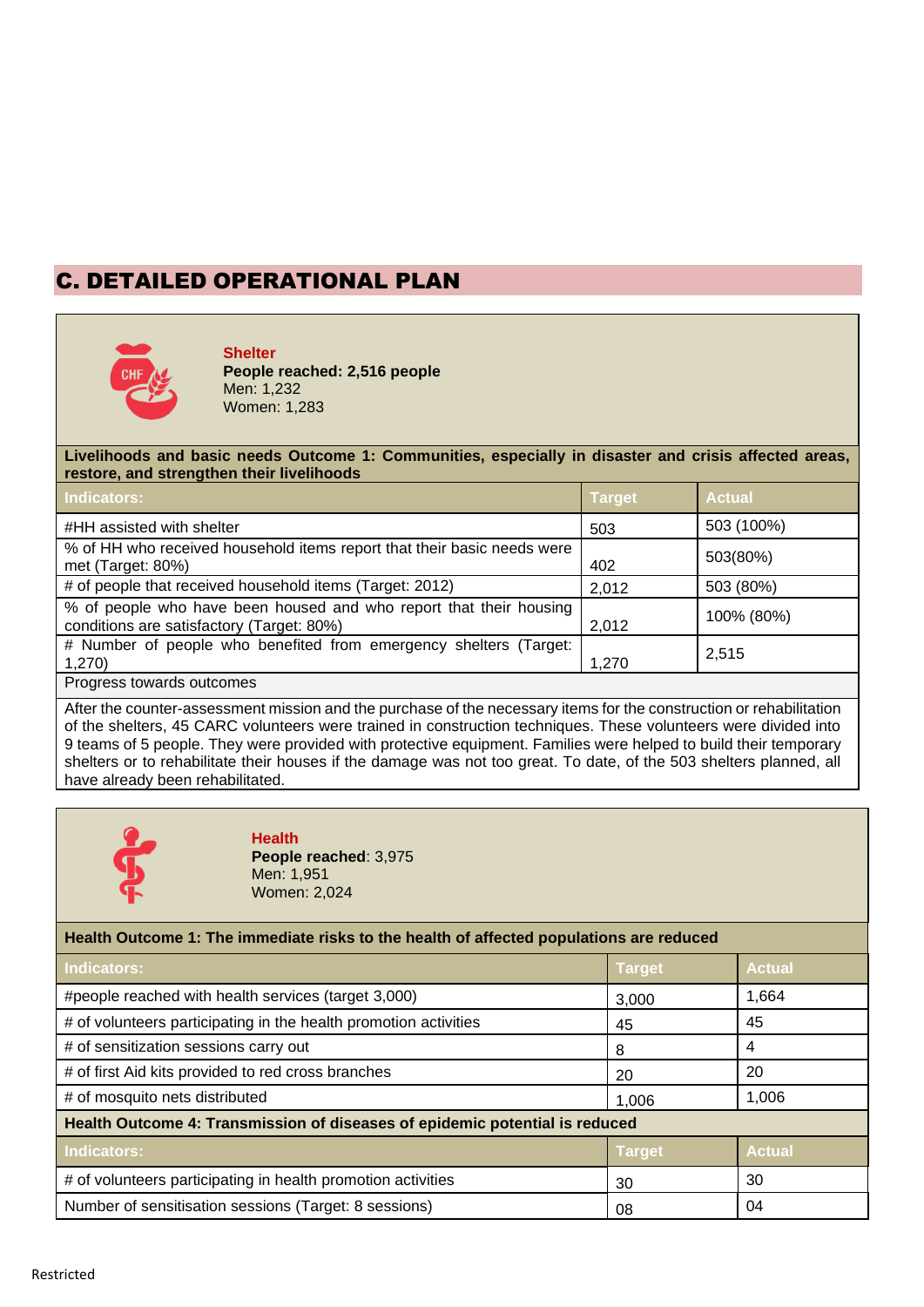## C. DETAILED OPERATIONAL PLAN

**Shelter**
**People reached: 2,516 people**
Men: 1,232
Women: 1,283

| **Livelihoods and basic needs Outcome 1: Communities, especially in disaster and crisis affected areas, restore, and strengthen their livelihoods** | | |
|---|---|---|
| **Indicators:** | **Target** | **Actual** |
| #HH assisted with shelter | 503 | 503 (100%) |
| % of HH who received household items report that their basic needs were met (Target: 80%) | 402 | 503(80%) |
| # of people that received household items (Target: 2012) | 2,012 | 503 (80%) |
| % of people who have been housed and who report that their housing conditions are satisfactory (Target: 80%) | 2,012 | 100% (80%) |
| # Number of people who benefited from emergency shelters (Target: 1,270) | 1,270 | 2,515 |

Progress towards outcomes

After the counter-assessment mission and the purchase of the necessary items for the construction or rehabilitation of the shelters, 45 CARC volunteers were trained in construction techniques. These volunteers were divided into 9 teams of 5 people. They were provided with protective equipment. Families were helped to build their temporary shelters or to rehabilitate their houses if the damage was not too great. To date, of the 503 shelters planned, all have already been rehabilitated.

**Health**
**People reached**: 3,975
Men: 1,951
Women: 2,024

| **Health Outcome 1: The immediate risks to the health of affected populations are reduced** | | |
|---|---|---|
| **Indicators:** | **Target** | **Actual** |
| #people reached with health services (target 3,000) | 3,000 | 1,664 |
| # of volunteers participating in the health promotion activities | 45 | 45 |
| # of sensitization sessions carry out | 8 | 4 |
| # of first Aid kits provided to red cross branches | 20 | 20 |
| # of mosquito nets distributed | 1,006 | 1,006 |
| **Health Outcome 4: Transmission of diseases of epidemic potential is reduced** | | |
| **Indicators:** | **Target** | **Actual** |
| # of volunteers participating in health promotion activities | 30 | 30 |
| Number of sensitisation sessions (Target: 8 sessions) | 08 | 04 |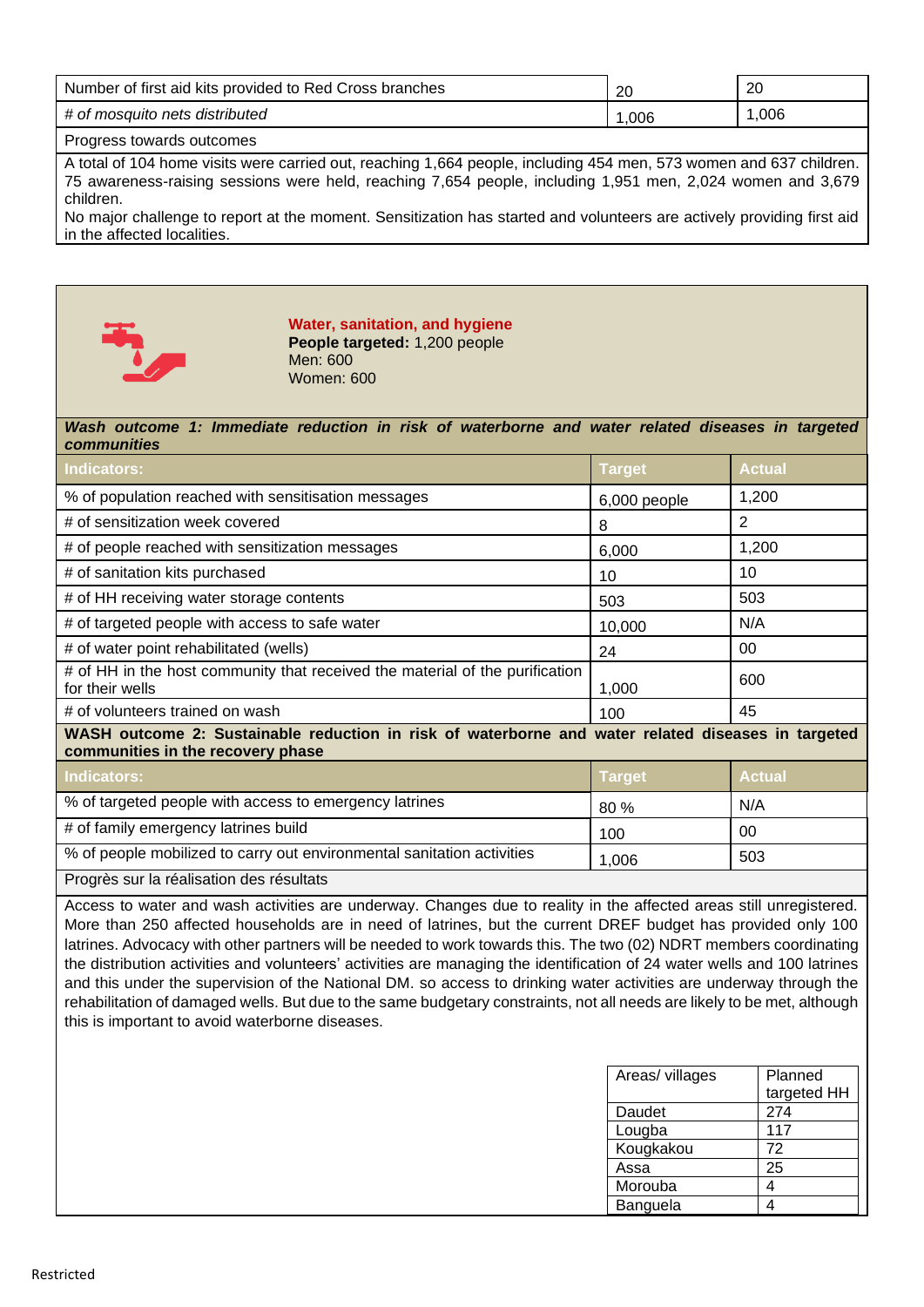| Number of first aid kits provided to Red Cross branches | 20 | 20 |
|---|---|---|
| *# of mosquito nets distributed* | 1,006 | 1,006 |

Progress towards outcomes

A total of 104 home visits were carried out, reaching 1,664 people, including 454 men, 573 women and 637 children. 75 awareness-raising sessions were held, reaching 7,654 people, including 1,951 men, 2,024 women and 3,679 children.
No major challenge to report at the moment. Sensitization has started and volunteers are actively providing first aid in the affected localities.

**Water, sanitation, and hygiene**
**People targeted:** 1,200 people
Men: 600
Women: 600

***Wash outcome 1: Immediate reduction in risk of waterborne and water related diseases in targeted communities***

| Indicators: | Target | Actual |
|---|---|---|
| % of population reached with sensitisation messages | 6,000 people | 1,200 |
| # of sensitization week covered | 8 | 2 |
| # of people reached with sensitization messages | 6,000 | 1,200 |
| # of sanitation kits purchased | 10 | 10 |
| # of HH receiving water storage contents | 503 | 503 |
| # of targeted people with access to safe water | 10,000 | N/A |
| # of water point rehabilitated (wells) | 24 | 00 |
| # of HH in the host community that received the material of the purification for their wells | 1,000 | 600 |
| # of volunteers trained on wash | 100 | 45 |

**WASH outcome 2: Sustainable reduction in risk of waterborne and water related diseases in targeted communities in the recovery phase**

| Indicators: | Target | Actual |
|---|---|---|
| % of targeted people with access to emergency latrines | 80 % | N/A |
| # of family emergency latrines build | 100 | 00 |
| % of people mobilized to carry out environmental sanitation activities | 1,006 | 503 |

Progrès sur la réalisation des résultats

Access to water and wash activities are underway. Changes due to reality in the affected areas still unregistered. More than 250 affected households are in need of latrines, but the current DREF budget has provided only 100 latrines. Advocacy with other partners will be needed to work towards this. The two (02) NDRT members coordinating the distribution activities and volunteers' activities are managing the identification of 24 water wells and 100 latrines and this under the supervision of the National DM. so access to drinking water activities are underway through the rehabilitation of damaged wells. But due to the same budgetary constraints, not all needs are likely to be met, although this is important to avoid waterborne diseases.

| Areas/ villages | Planned targeted HH |
|---|---|
| Daudet | 274 |
| Lougba | 117 |
| Kougkakou | 72 |
| Assa | 25 |
| Morouba | 4 |
| Banguela | 4 |

Restricted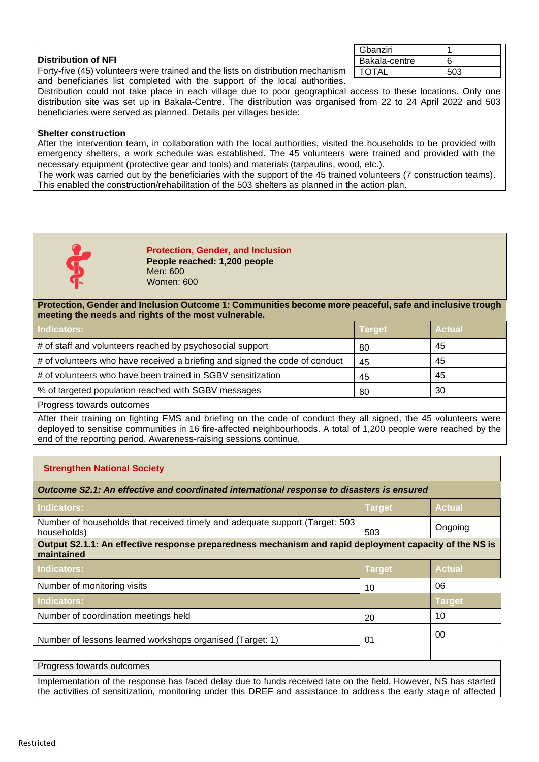| | |
|---|---|
| Gbanziri | 1 |
| Bakala-centre | 6 |
| TOTAL | 503 |

**Distribution of NFI**

Forty-five (45) volunteers were trained and the lists on distribution mechanism and beneficiaries list completed with the support of the local authorities. Distribution could not take place in each village due to poor geographical access to these locations. Only one distribution site was set up in Bakala-Centre. The distribution was organised from 22 to 24 April 2022 and 503 beneficiaries were served as planned. Details per villages beside:

**Shelter construction**

After the intervention team, in collaboration with the local authorities, visited the households to be provided with emergency shelters, a work schedule was established. The 45 volunteers were trained and provided with the necessary equipment (protective gear and tools) and materials (tarpaulins, wood, etc.).

The work was carried out by the beneficiaries with the support of the 45 trained volunteers (7 construction teams). This enabled the construction/rehabilitation of the 503 shelters as planned in the action plan.

## Protection, Gender, and Inclusion

**People reached: 1,200 people**

Men: 600

Women: 600

**Protection, Gender and Inclusion Outcome 1: Communities become more peaceful, safe and inclusive trough meeting the needs and rights of the most vulnerable.**

| Indicators: | Target | Actual |
|---|---|---|
| # of staff and volunteers reached by psychosocial support | 80 | 45 |
| # of volunteers who have received a briefing and signed the code of conduct | 45 | 45 |
| # of volunteers who have been trained in SGBV sensitization | 45 | 45 |
| % of targeted population reached with SGBV messages | 80 | 30 |

Progress towards outcomes

After their training on fighting FMS and briefing on the code of conduct they all signed, the 45 volunteers were deployed to sensitise communities in 16 fire-affected neighbourhoods. A total of 1,200 people were reached by the end of the reporting period. Awareness-raising sessions continue.

## Strengthen National Society

*Outcome S2.1: An effective and coordinated international response to disasters is ensured*

| Indicators: | Target | Actual |
|---|---|---|
| Number of households that received timely and adequate support (Target: 503 households) | 503 | Ongoing |

**Output S2.1.1: An effective response preparedness mechanism and rapid deployment capacity of the NS is maintained**

| Indicators: | Target | Actual |
|---|---|---|
| Number of monitoring visits | 10 | 06 |
| **Indicators:** | | **Target** |
| Number of coordination meetings held | 20 | 10 |
| Number of lessons learned workshops organised (Target: 1) | 01 | 00 |
| | | |

Progress towards outcomes

Implementation of the response has faced delay due to funds received late on the field. However, NS has started the activities of sensitization, monitoring under this DREF and assistance to address the early stage of affected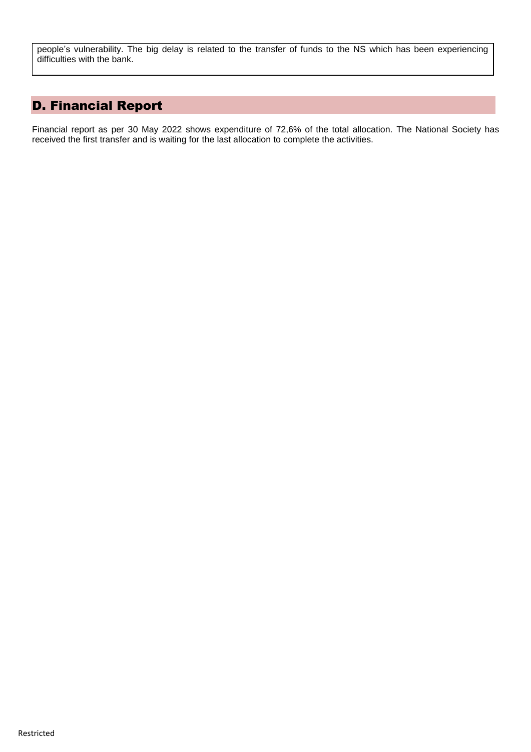people's vulnerability. The big delay is related to the transfer of funds to the NS which has been experiencing difficulties with the bank.

## D. Financial Report

Financial report as per 30 May 2022 shows expenditure of 72,6% of the total allocation. The National Society has received the first transfer and is waiting for the last allocation to complete the activities.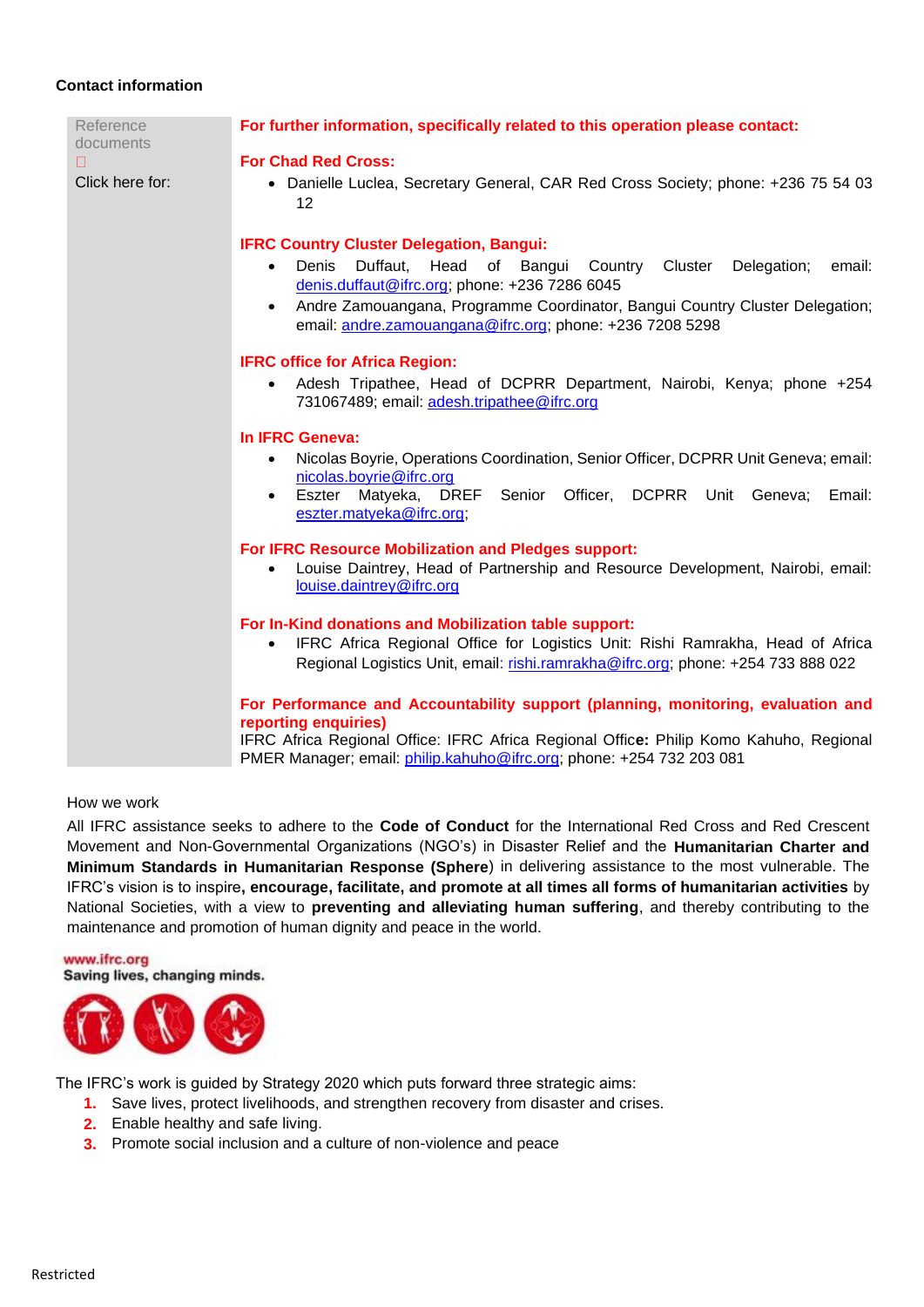**Contact information**

| Reference documents ☐ Click here for: | **For further information, specifically related to this operation please contact:** |
|---|---|

**For further information, specifically related to this operation please contact:**

**For Chad Red Cross:**

- Danielle Luclea, Secretary General, CAR Red Cross Society; phone: +236 75 54 03 12

**IFRC Country Cluster Delegation, Bangui:**

- Denis Duffaut, Head of Bangui Country Cluster Delegation; email: denis.duffaut@ifrc.org; phone: +236 7286 6045
- Andre Zamouangana, Programme Coordinator, Bangui Country Cluster Delegation; email: andre.zamouangana@ifrc.org; phone: +236 7208 5298

**IFRC office for Africa Region:**

- Adesh Tripathee, Head of DCPRR Department, Nairobi, Kenya; phone +254 731067489; email: adesh.tripathee@ifrc.org

**In IFRC Geneva:**

- Nicolas Boyrie, Operations Coordination, Senior Officer, DCPRR Unit Geneva; email: nicolas.boyrie@ifrc.org
- Eszter Matyeka, DREF Senior Officer, DCPRR Unit Geneva; Email: eszter.matyeka@ifrc.org;

**For IFRC Resource Mobilization and Pledges support:**

- Louise Daintrey, Head of Partnership and Resource Development, Nairobi, email: louise.daintrey@ifrc.org

**For In-Kind donations and Mobilization table support:**

- IFRC Africa Regional Office for Logistics Unit: Rishi Ramrakha, Head of Africa Regional Logistics Unit, email: rishi.ramrakha@ifrc.org; phone: +254 733 888 022

**For Performance and Accountability support (planning, monitoring, evaluation and reporting enquiries)**
IFRC Africa Regional Office: IFRC Africa Regional Office: Philip Komo Kahuho, Regional PMER Manager; email: philip.kahuho@ifrc.org; phone: +254 732 203 081

How we work

All IFRC assistance seeks to adhere to the **Code of Conduct** for the International Red Cross and Red Crescent Movement and Non-Governmental Organizations (NGO's) in Disaster Relief and the **Humanitarian Charter and Minimum Standards in Humanitarian Response (Sphere)** in delivering assistance to the most vulnerable. The IFRC's vision is to inspire**, encourage, facilitate, and promote at all times all forms of humanitarian activities** by National Societies, with a view to **preventing and alleviating human suffering**, and thereby contributing to the maintenance and promotion of human dignity and peace in the world.

www.ifrc.org
Saving lives, changing minds.

The IFRC's work is guided by Strategy 2020 which puts forward three strategic aims:

1. Save lives, protect livelihoods, and strengthen recovery from disaster and crises.
2. Enable healthy and safe living.
3. Promote social inclusion and a culture of non-violence and peace

Restricted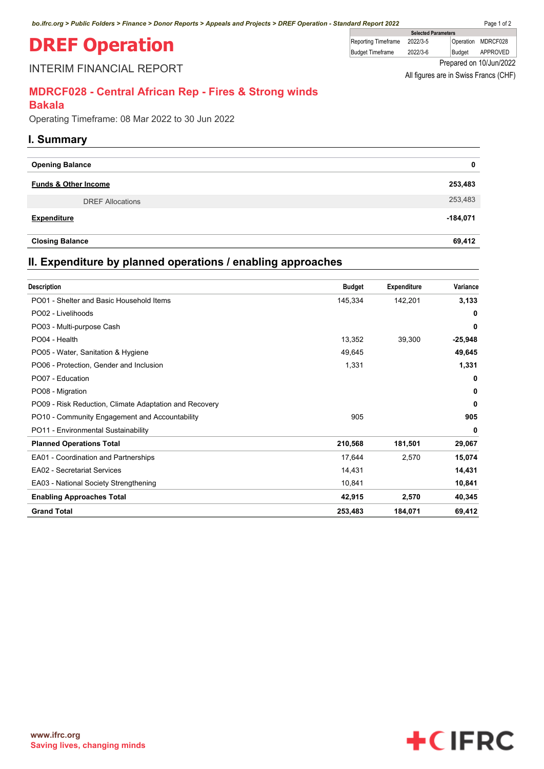# DREF Operation

INTERIM FINANCIAL REPORT

| Selected Parameters | | | |
|---|---|---|---|
| Reporting Timeframe | 2022/3-5 | Operation | MDRCF028 |
| Budget Timeframe | 2022/3-6 | Budget | APPROVED |

Prepared on 10/Jun/2022

All figures are in Swiss Francs (CHF)

## MDRCF028 - Central African Rep - Fires & Strong winds Bakala

Operating Timeframe: 08 Mar 2022 to 30 Jun 2022

## I. Summary

| | |
|---|---|
| **Opening Balance** | **0** |
| **Funds & Other Income** | **253,483** |
| DREF Allocations | 253,483 |
| **Expenditure** | **-184,071** |
| **Closing Balance** | **69,412** |

## II. Expenditure by planned operations / enabling approaches

| Description | Budget | Expenditure | Variance |
|---|---|---|---|
| PO01 - Shelter and Basic Household Items | 145,334 | 142,201 | **3,133** |
| PO02 - Livelihoods | | | **0** |
| PO03 - Multi-purpose Cash | | | **0** |
| PO04 - Health | 13,352 | 39,300 | **-25,948** |
| PO05 - Water, Sanitation & Hygiene | 49,645 | | **49,645** |
| PO06 - Protection, Gender and Inclusion | 1,331 | | **1,331** |
| PO07 - Education | | | **0** |
| PO08 - Migration | | | **0** |
| PO09 - Risk Reduction, Climate Adaptation and Recovery | | | **0** |
| PO10 - Community Engagement and Accountability | 905 | | **905** |
| PO11 - Environmental Sustainability | | | **0** |
| **Planned Operations Total** | **210,568** | **181,501** | **29,067** |
| EA01 - Coordination and Partnerships | 17,644 | 2,570 | **15,074** |
| EA02 - Secretariat Services | 14,431 | | **14,431** |
| EA03 - National Society Strengthening | 10,841 | | **10,841** |
| **Enabling Approaches Total** | **42,915** | **2,570** | **40,345** |
| **Grand Total** | **253,483** | **184,071** | **69,412** |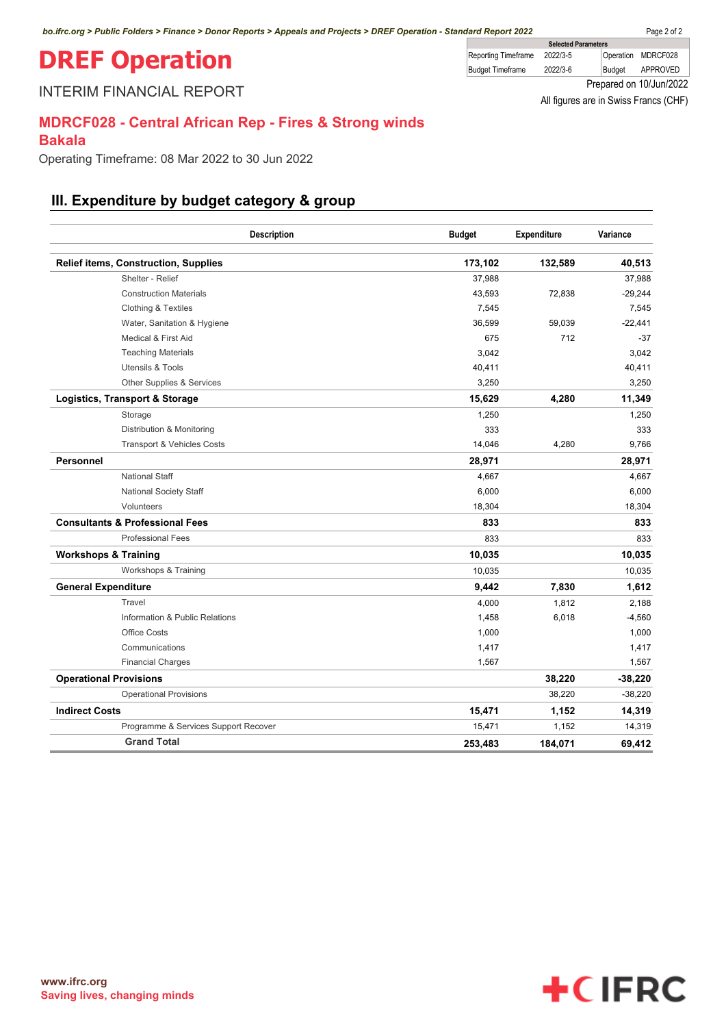# DREF Operation

| Selected Parameters | | | |
|---|---|---|---|
| Reporting Timeframe | 2022/3-5 | Operation | MDRCF028 |
| Budget Timeframe | 2022/3-6 | Budget | APPROVED |

INTERIM FINANCIAL REPORT

Prepared on 10/Jun/2022

All figures are in Swiss Francs (CHF)

## MDRCF028 - Central African Rep - Fires & Strong winds Bakala

Operating Timeframe: 08 Mar 2022 to 30 Jun 2022

## III. Expenditure by budget category & group

| Description | Budget | Expenditure | Variance |
|---|---|---|---|
| **Relief items, Construction, Supplies** | **173,102** | **132,589** | **40,513** |
| Shelter - Relief | 37,988 | | 37,988 |
| Construction Materials | 43,593 | 72,838 | -29,244 |
| Clothing & Textiles | 7,545 | | 7,545 |
| Water, Sanitation & Hygiene | 36,599 | 59,039 | -22,441 |
| Medical & First Aid | 675 | 712 | -37 |
| Teaching Materials | 3,042 | | 3,042 |
| Utensils & Tools | 40,411 | | 40,411 |
| Other Supplies & Services | 3,250 | | 3,250 |
| **Logistics, Transport & Storage** | **15,629** | **4,280** | **11,349** |
| Storage | 1,250 | | 1,250 |
| Distribution & Monitoring | 333 | | 333 |
| Transport & Vehicles Costs | 14,046 | 4,280 | 9,766 |
| **Personnel** | **28,971** | | **28,971** |
| National Staff | 4,667 | | 4,667 |
| National Society Staff | 6,000 | | 6,000 |
| Volunteers | 18,304 | | 18,304 |
| **Consultants & Professional Fees** | **833** | | **833** |
| Professional Fees | 833 | | 833 |
| **Workshops & Training** | **10,035** | | **10,035** |
| Workshops & Training | 10,035 | | 10,035 |
| **General Expenditure** | **9,442** | **7,830** | **1,612** |
| Travel | 4,000 | 1,812 | 2,188 |
| Information & Public Relations | 1,458 | 6,018 | -4,560 |
| Office Costs | 1,000 | | 1,000 |
| Communications | 1,417 | | 1,417 |
| Financial Charges | 1,567 | | 1,567 |
| **Operational Provisions** | | **38,220** | **-38,220** |
| Operational Provisions | | 38,220 | -38,220 |
| **Indirect Costs** | **15,471** | **1,152** | **14,319** |
| Programme & Services Support Recover | 15,471 | 1,152 | 14,319 |
| **Grand Total** | **253,483** | **184,071** | **69,412** |

www.ifrc.org
Saving lives, changing minds

IFRC